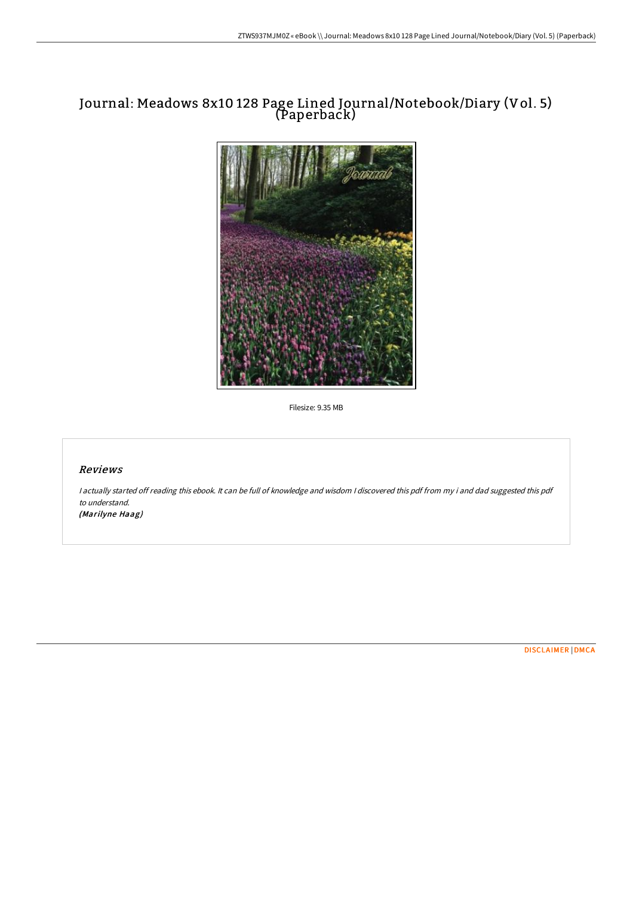# Journal: Meadows 8x10 128 Page Lined Journal/Notebook/Diary (Vol. 5) (Paperback)

Filesize: 9.35 MB

## Reviews

*I actually started off reading this ebook. It can be full of knowledge and wisdom I discovered this pdf from my i and dad suggested this pdf to understand.*
*(Marilyne Haag)*

[DISCLAIMER](#) | [DMCA](#)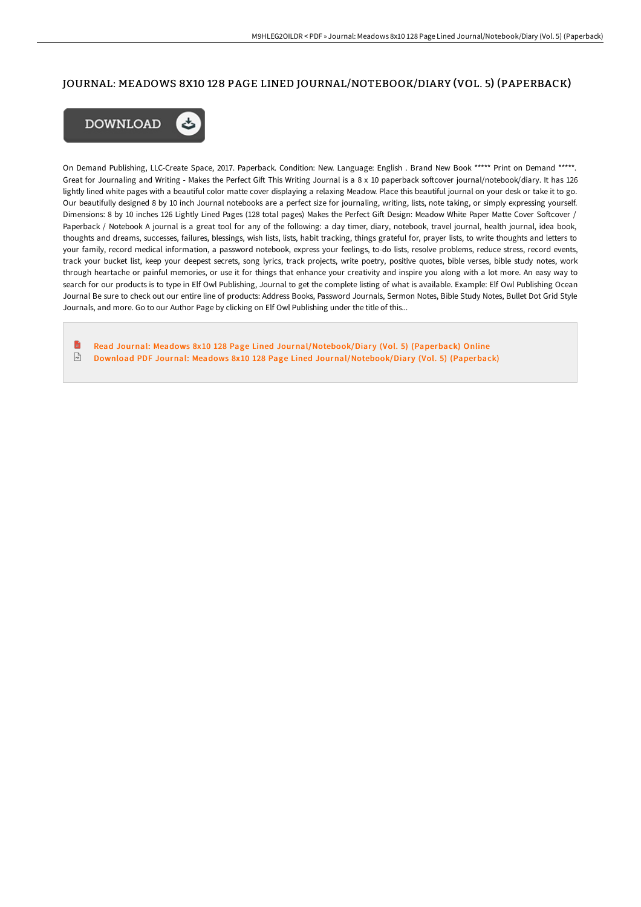# JOURNAL: MEADOWS 8X10 128 PAGE LINED JOURNAL/NOTEBOOK/DIARY (VOL. 5) (PAPERBACK)

DOWNLOAD

On Demand Publishing, LLC-Create Space, 2017. Paperback. Condition: New. Language: English . Brand New Book ***** Print on Demand *****. Great for Journaling and Writing - Makes the Perfect Gift This Writing Journal is a 8 x 10 paperback softcover journal/notebook/diary. It has 126 lightly lined white pages with a beautiful color matte cover displaying a relaxing Meadow. Place this beautiful journal on your desk or take it to go. Our beautifully designed 8 by 10 inch Journal notebooks are a perfect size for journaling, writing, lists, note taking, or simply expressing yourself. Dimensions: 8 by 10 inches 126 Lightly Lined Pages (128 total pages) Makes the Perfect Gift Design: Meadow White Paper Matte Cover Softcover / Paperback / Notebook A journal is a great tool for any of the following: a day timer, diary, notebook, travel journal, health journal, idea book, thoughts and dreams, successes, failures, blessings, wish lists, lists, habit tracking, things grateful for, prayer lists, to write thoughts and letters to your family, record medical information, a password notebook, express your feelings, to-do lists, resolve problems, reduce stress, record events, track your bucket list, keep your deepest secrets, song lyrics, track projects, write poetry, positive quotes, bible verses, bible study notes, work through heartache or painful memories, or use it for things that enhance your creativity and inspire you along with a lot more. An easy way to search for our products is to type in Elf Owl Publishing, Journal to get the complete listing of what is available. Example: Elf Owl Publishing Ocean Journal Be sure to check out our entire line of products: Address Books, Password Journals, Sermon Notes, Bible Study Notes, Bullet Dot Grid Style Journals, and more. Go to our Author Page by clicking on Elf Owl Publishing under the title of this...

- Read Journal: Meadows 8x10 128 Page Lined Journal/Notebook/Diary (Vol. 5) (Paperback) Online
- Download PDF Journal: Meadows 8x10 128 Page Lined Journal/Notebook/Diary (Vol. 5) (Paperback)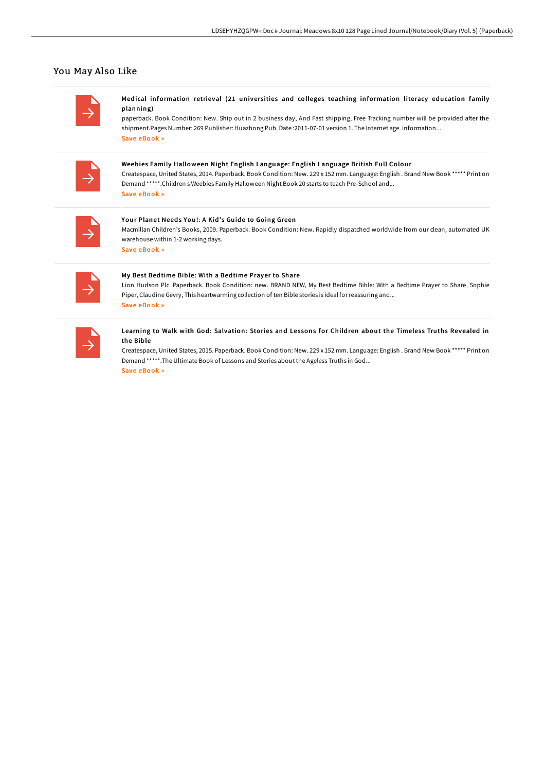## You May Also Like

**Medical information retrieval (21 universities and colleges teaching information literacy education family planning)**

paperback. Book Condition: New. Ship out in 2 business day, And Fast shipping, Free Tracking number will be provided after the shipment.Pages Number: 269 Publisher: Huazhong Pub. Date :2011-07-01 version 1. The Internet age. information...

Save eBook »

**Weebies Family Halloween Night English Language: English Language British Full Colour**

Createspace, United States, 2014. Paperback. Book Condition: New. 229 x 152 mm. Language: English . Brand New Book ***** Print on Demand *****.Children s Weebies Family Halloween Night Book 20 starts to teach Pre-School and...

Save eBook »

**Your Planet Needs You!: A Kid's Guide to Going Green**

Macmillan Children's Books, 2009. Paperback. Book Condition: New. Rapidly dispatched worldwide from our clean, automated UK warehouse within 1-2 working days.

Save eBook »

**My Best Bedtime Bible: With a Bedtime Prayer to Share**

Lion Hudson Plc. Paperback. Book Condition: new. BRAND NEW, My Best Bedtime Bible: With a Bedtime Prayer to Share, Sophie Piper, Claudine Gevry, This heartwarming collection of ten Bible stories is ideal for reassuring and...

Save eBook »

**Learning to Walk with God: Salvation: Stories and Lessons for Children about the Timeless Truths Revealed in the Bible**

Createspace, United States, 2015. Paperback. Book Condition: New. 229 x 152 mm. Language: English . Brand New Book ***** Print on Demand *****.The Ultimate Book of Lessons and Stories about the Ageless Truths in God...

Save eBook »